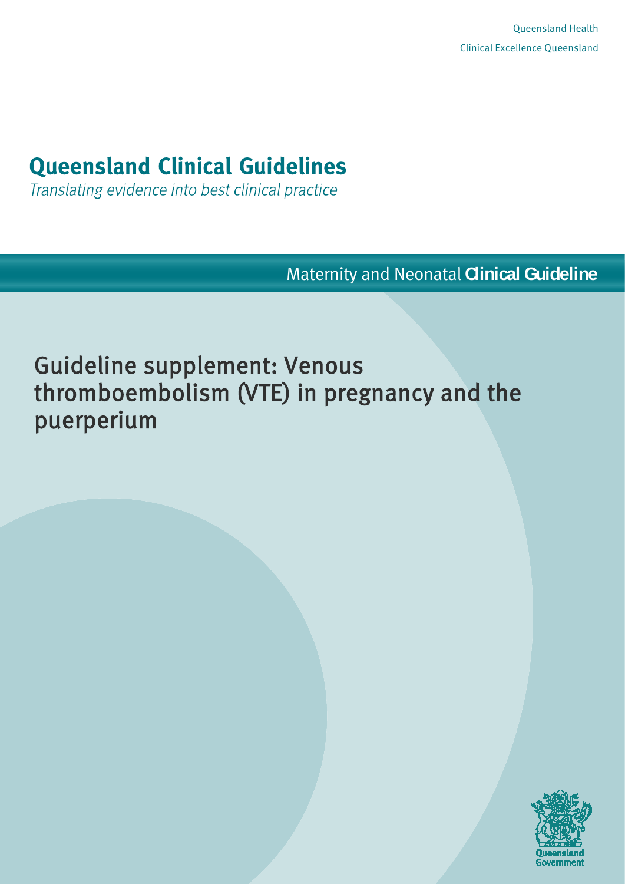Queensland Health

Clinical Excellence Queensland

# Queensland Clinical Guidelines

*Translating evidence into best clinical practice*

Maternity and Neonatal **Clinical Guideline**

# Guideline supplement: Venous thromboembolism (VTE) in pregnancy and the puerperium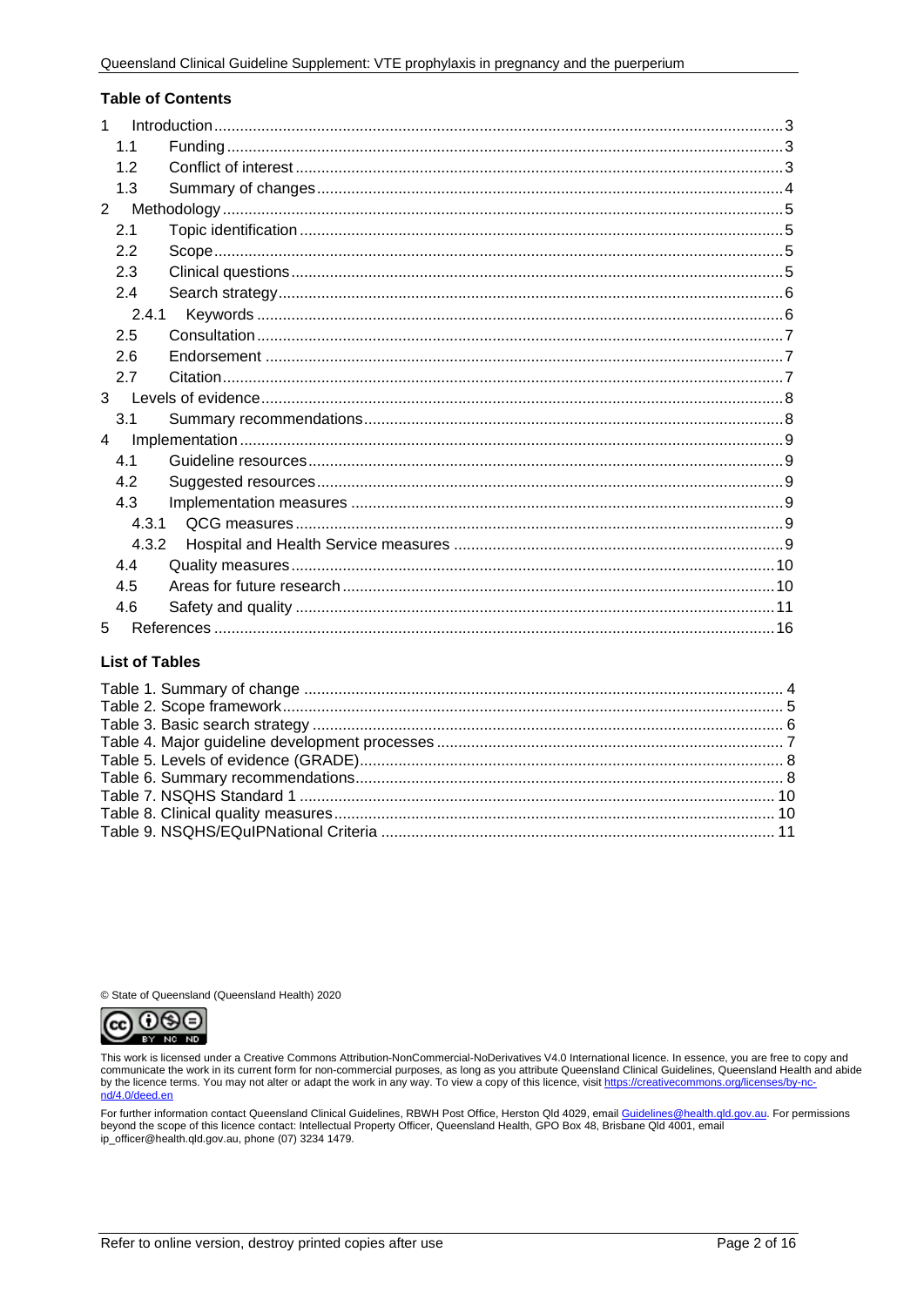## Table of Contents

1 Introduction ... 3
- 1.1 Funding ... 3
- 1.2 Conflict of interest ... 3
- 1.3 Summary of changes ... 4

2 Methodology ... 5
- 2.1 Topic identification ... 5
- 2.2 Scope ... 5
- 2.3 Clinical questions ... 5
- 2.4 Search strategy ... 6
  - 2.4.1 Keywords ... 6
- 2.5 Consultation ... 7
- 2.6 Endorsement ... 7
- 2.7 Citation ... 7

3 Levels of evidence ... 8
- 3.1 Summary recommendations ... 8

4 Implementation ... 9
- 4.1 Guideline resources ... 9
- 4.2 Suggested resources ... 9
- 4.3 Implementation measures ... 9
  - 4.3.1 QCG measures ... 9
  - 4.3.2 Hospital and Health Service measures ... 9
- 4.4 Quality measures ... 10
- 4.5 Areas for future research ... 10
- 4.6 Safety and quality ... 11

5 References ... 16

## List of Tables

- Table 1. Summary of change ... 4
- Table 2. Scope framework ... 5
- Table 3. Basic search strategy ... 6
- Table 4. Major guideline development processes ... 7
- Table 5. Levels of evidence (GRADE) ... 8
- Table 6. Summary recommendations ... 8
- Table 7. NSQHS Standard 1 ... 10
- Table 8. Clinical quality measures ... 10
- Table 9. NSQHS/EQuIPNational Criteria ... 11

© State of Queensland (Queensland Health) 2020

This work is licensed under a Creative Commons Attribution-NonCommercial-NoDerivatives V4.0 International licence. In essence, you are free to copy and communicate the work in its current form for non-commercial purposes, as long as you attribute Queensland Clinical Guidelines, Queensland Health and abide by the licence terms. You may not alter or adapt the work in any way. To view a copy of this licence, visit https://creativecommons.org/licenses/by-nc-nd/4.0/deed.en

For further information contact Queensland Clinical Guidelines, RBWH Post Office, Herston Qld 4029, email Guidelines@health.qld.gov.au. For permissions beyond the scope of this licence contact: Intellectual Property Officer, Queensland Health, GPO Box 48, Brisbane Qld 4001, email ip_officer@health.qld.gov.au, phone (07) 3234 1479.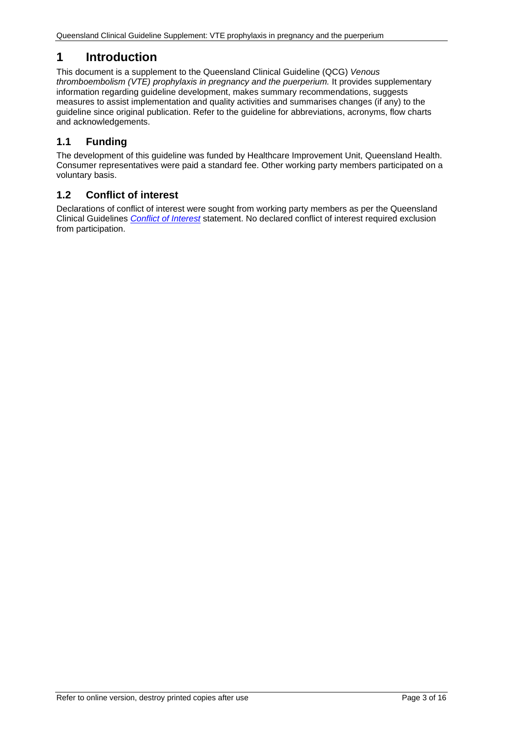# 1 Introduction

This document is a supplement to the Queensland Clinical Guideline (QCG) *Venous thromboembolism (VTE) prophylaxis in pregnancy and the puerperium.* It provides supplementary information regarding guideline development, makes summary recommendations, suggests measures to assist implementation and quality activities and summarises changes (if any) to the guideline since original publication. Refer to the guideline for abbreviations, acronyms, flow charts and acknowledgements.

## 1.1 Funding

The development of this guideline was funded by Healthcare Improvement Unit, Queensland Health. Consumer representatives were paid a standard fee. Other working party members participated on a voluntary basis.

## 1.2 Conflict of interest

Declarations of conflict of interest were sought from working party members as per the Queensland Clinical Guidelines *Conflict of Interest* statement. No declared conflict of interest required exclusion from participation.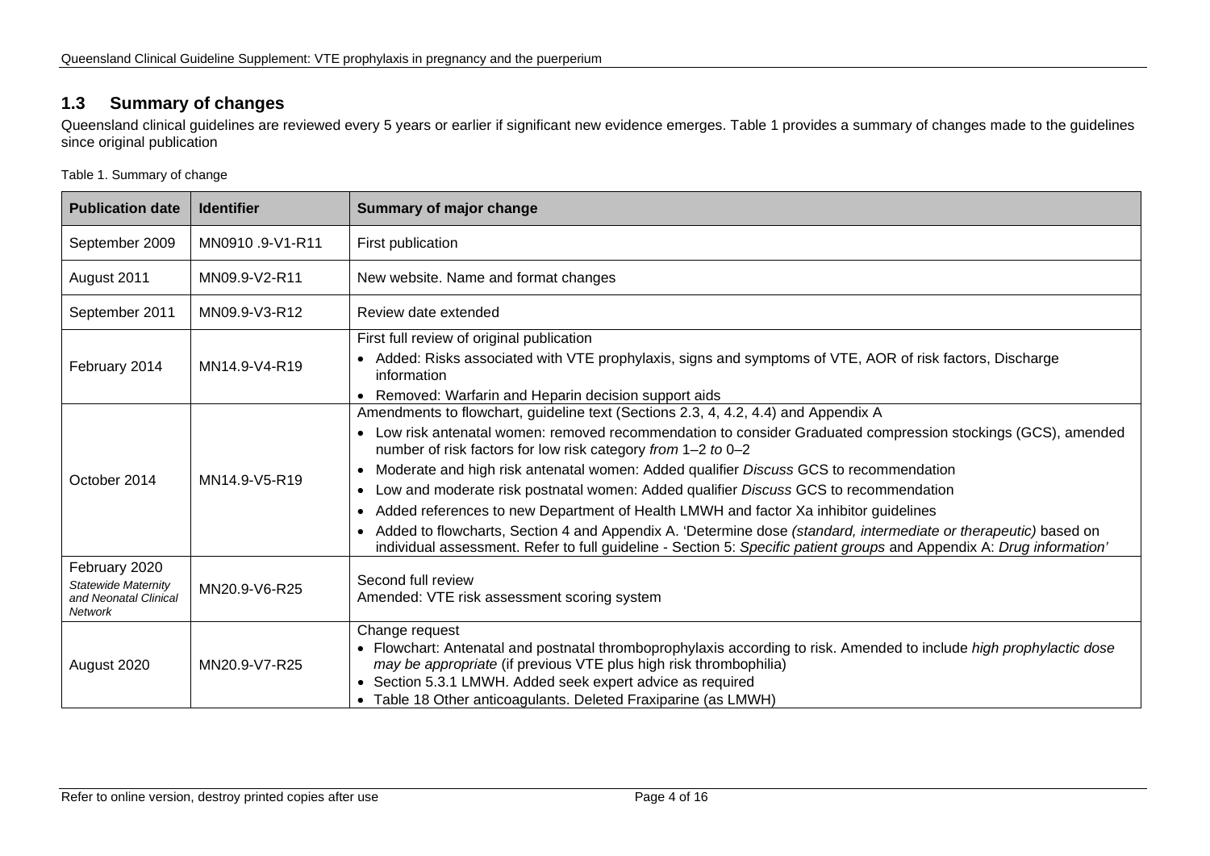## 1.3 Summary of changes

Queensland clinical guidelines are reviewed every 5 years or earlier if significant new evidence emerges. Table 1 provides a summary of changes made to the guidelines since original publication

Table 1. Summary of change

| Publication date | Identifier | Summary of major change |
|---|---|---|
| September 2009 | MN0910 .9-V1-R11 | First publication |
| August 2011 | MN09.9-V2-R11 | New website. Name and format changes |
| September 2011 | MN09.9-V3-R12 | Review date extended |
| February 2014 | MN14.9-V4-R19 | First full review of original publication<br>• Added: Risks associated with VTE prophylaxis, signs and symptoms of VTE, AOR of risk factors, Discharge information<br>• Removed: Warfarin and Heparin decision support aids |
| October 2014 | MN14.9-V5-R19 | Amendments to flowchart, guideline text (Sections 2.3, 4, 4.2, 4.4) and Appendix A<br>• Low risk antenatal women: removed recommendation to consider Graduated compression stockings (GCS), amended number of risk factors for low risk category *from* 1–2 *to* 0–2<br>• Moderate and high risk antenatal women: Added qualifier *Discuss* GCS to recommendation<br>• Low and moderate risk postnatal women: Added qualifier *Discuss* GCS to recommendation<br>• Added references to new Department of Health LMWH and factor Xa inhibitor guidelines<br>• Added to flowcharts, Section 4 and Appendix A. 'Determine dose *(standard, intermediate or therapeutic)* based on individual assessment. Refer to full guideline - Section 5: *Specific patient groups* and Appendix A: *Drug information'* |
| February 2020<br>*Statewide Maternity and Neonatal Clinical Network* | MN20.9-V6-R25 | Second full review<br>Amended: VTE risk assessment scoring system |
| August 2020 | MN20.9-V7-R25 | Change request<br>• Flowchart: Antenatal and postnatal thromboprophylaxis according to risk. Amended to include *high prophylactic dose may be appropriate* (if previous VTE plus high risk thrombophilia)<br>• Section 5.3.1 LMWH. Added seek expert advice as required<br>• Table 18 Other anticoagulants. Deleted Fraxiparine (as LMWH) |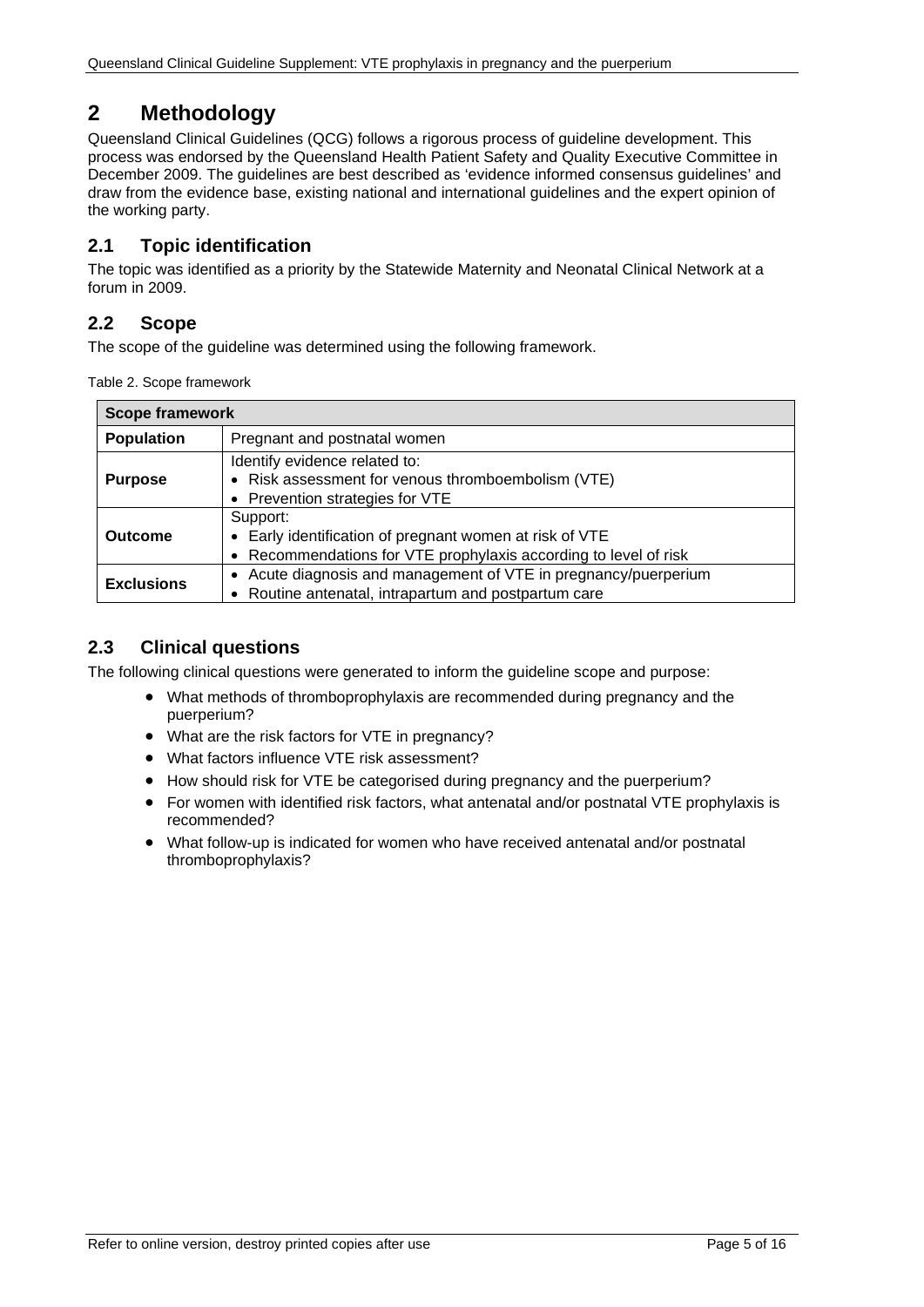# 2 Methodology

Queensland Clinical Guidelines (QCG) follows a rigorous process of guideline development. This process was endorsed by the Queensland Health Patient Safety and Quality Executive Committee in December 2009. The guidelines are best described as 'evidence informed consensus guidelines' and draw from the evidence base, existing national and international guidelines and the expert opinion of the working party.

## 2.1 Topic identification

The topic was identified as a priority by the Statewide Maternity and Neonatal Clinical Network at a forum in 2009.

## 2.2 Scope

The scope of the guideline was determined using the following framework.

Table 2. Scope framework

| Scope framework | |
|---|---|
| **Population** | Pregnant and postnatal women |
| **Purpose** | Identify evidence related to:<br>• Risk assessment for venous thromboembolism (VTE)<br>• Prevention strategies for VTE |
| **Outcome** | Support:<br>• Early identification of pregnant women at risk of VTE<br>• Recommendations for VTE prophylaxis according to level of risk |
| **Exclusions** | • Acute diagnosis and management of VTE in pregnancy/puerperium<br>• Routine antenatal, intrapartum and postpartum care |

## 2.3 Clinical questions

The following clinical questions were generated to inform the guideline scope and purpose:

- What methods of thromboprophylaxis are recommended during pregnancy and the puerperium?
- What are the risk factors for VTE in pregnancy?
- What factors influence VTE risk assessment?
- How should risk for VTE be categorised during pregnancy and the puerperium?
- For women with identified risk factors, what antenatal and/or postnatal VTE prophylaxis is recommended?
- What follow-up is indicated for women who have received antenatal and/or postnatal thromboprophylaxis?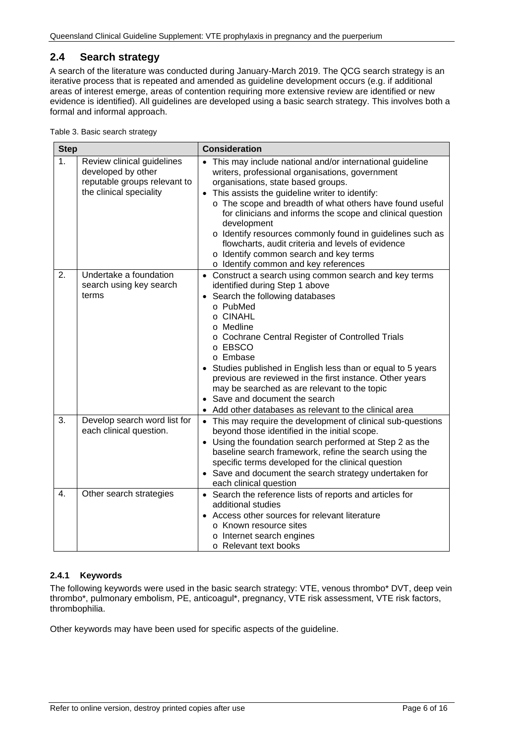## 2.4 Search strategy

A search of the literature was conducted during January-March 2019. The QCG search strategy is an iterative process that is repeated and amended as guideline development occurs (e.g. if additional areas of interest emerge, areas of contention requiring more extensive review are identified or new evidence is identified). All guidelines are developed using a basic search strategy. This involves both a formal and informal approach.

Table 3. Basic search strategy

| Step | | Consideration |
|---|---|---|
| 1. | Review clinical guidelines developed by other reputable groups relevant to the clinical speciality | • This may include national and/or international guideline writers, professional organisations, government organisations, state based groups.<br>• This assists the guideline writer to identify:<br>o The scope and breadth of what others have found useful for clinicians and informs the scope and clinical question development<br>o Identify resources commonly found in guidelines such as flowcharts, audit criteria and levels of evidence<br>o Identify common search and key terms<br>o Identify common and key references |
| 2. | Undertake a foundation search using key search terms | • Construct a search using common search and key terms identified during Step 1 above<br>• Search the following databases<br>o PubMed<br>o CINAHL<br>o Medline<br>o Cochrane Central Register of Controlled Trials<br>o EBSCO<br>o Embase<br>• Studies published in English less than or equal to 5 years previous are reviewed in the first instance. Other years may be searched as are relevant to the topic<br>• Save and document the search<br>• Add other databases as relevant to the clinical area |
| 3. | Develop search word list for each clinical question. | • This may require the development of clinical sub-questions beyond those identified in the initial scope.<br>• Using the foundation search performed at Step 2 as the baseline search framework, refine the search using the specific terms developed for the clinical question<br>• Save and document the search strategy undertaken for each clinical question |
| 4. | Other search strategies | • Search the reference lists of reports and articles for additional studies<br>• Access other sources for relevant literature<br>o Known resource sites<br>o Internet search engines<br>o Relevant text books |

### 2.4.1 Keywords

The following keywords were used in the basic search strategy: VTE, venous thrombo* DVT, deep vein thrombo*, pulmonary embolism, PE, anticoagul*, pregnancy, VTE risk assessment, VTE risk factors, thrombophilia.

Other keywords may have been used for specific aspects of the guideline.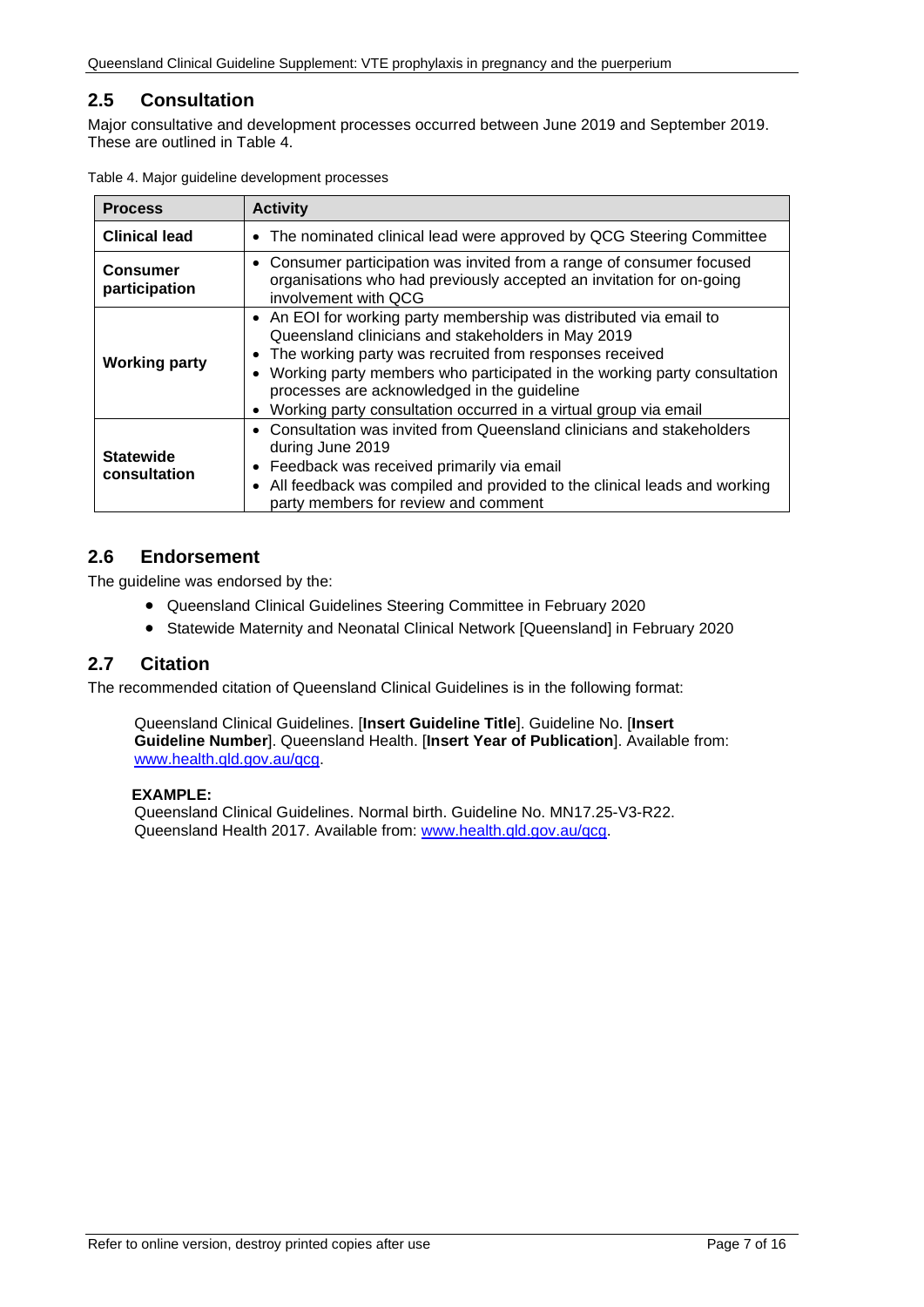## 2.5 Consultation

Major consultative and development processes occurred between June 2019 and September 2019. These are outlined in Table 4.

Table 4. Major guideline development processes

| Process | Activity |
|---|---|
| **Clinical lead** | • The nominated clinical lead were approved by QCG Steering Committee |
| **Consumer participation** | • Consumer participation was invited from a range of consumer focused organisations who had previously accepted an invitation for on-going involvement with QCG |
| **Working party** | • An EOI for working party membership was distributed via email to Queensland clinicians and stakeholders in May 2019<br>• The working party was recruited from responses received<br>• Working party members who participated in the working party consultation processes are acknowledged in the guideline<br>• Working party consultation occurred in a virtual group via email |
| **Statewide consultation** | • Consultation was invited from Queensland clinicians and stakeholders during June 2019<br>• Feedback was received primarily via email<br>• All feedback was compiled and provided to the clinical leads and working party members for review and comment |

## 2.6 Endorsement

The guideline was endorsed by the:

- Queensland Clinical Guidelines Steering Committee in February 2020
- Statewide Maternity and Neonatal Clinical Network [Queensland] in February 2020

## 2.7 Citation

The recommended citation of Queensland Clinical Guidelines is in the following format:

> Queensland Clinical Guidelines. [**Insert Guideline Title**]. Guideline No. [**Insert Guideline Number**]. Queensland Health. [**Insert Year of Publication**]. Available from: www.health.qld.gov.au/qcg.
>
> **EXAMPLE:**
> Queensland Clinical Guidelines. Normal birth. Guideline No. MN17.25-V3-R22. Queensland Health 2017. Available from: www.health.qld.gov.au/qcg.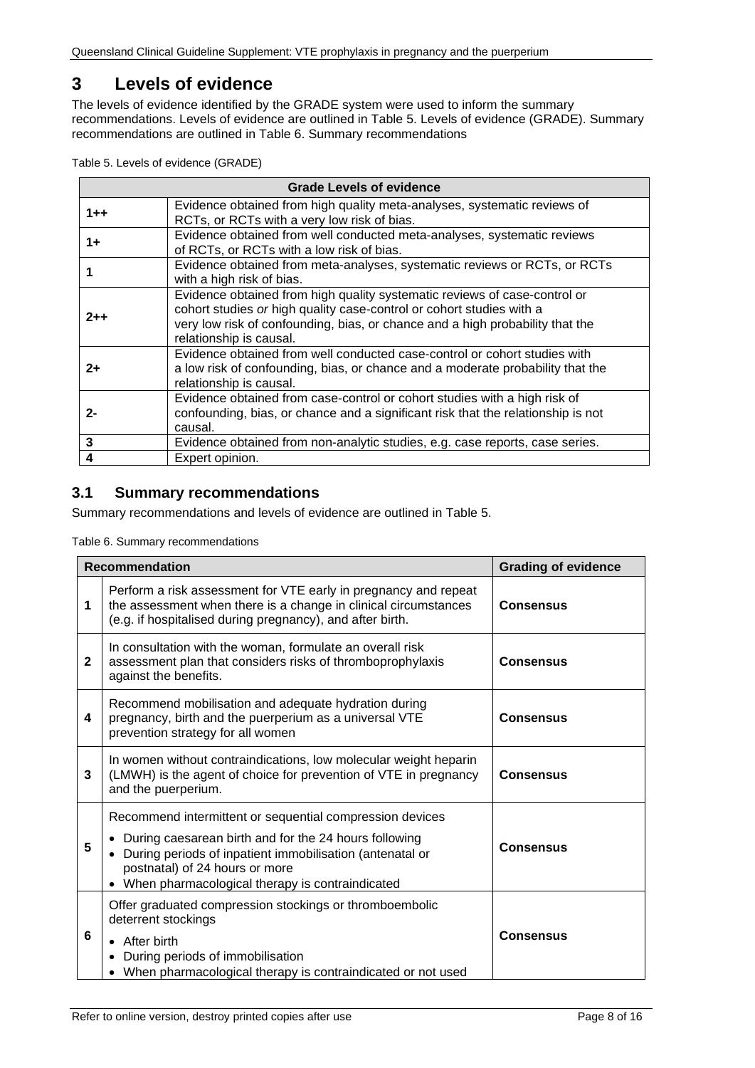# 3 Levels of evidence

The levels of evidence identified by the GRADE system were used to inform the summary recommendations. Levels of evidence are outlined in Table 5. Levels of evidence (GRADE). Summary recommendations are outlined in Table 6. Summary recommendations

Table 5. Levels of evidence (GRADE)

| Grade Levels of evidence | |
|---|---|
| **1++** | Evidence obtained from high quality meta-analyses, systematic reviews of RCTs, or RCTs with a very low risk of bias. |
| **1+** | Evidence obtained from well conducted meta-analyses, systematic reviews of RCTs, or RCTs with a low risk of bias. |
| **1** | Evidence obtained from meta-analyses, systematic reviews or RCTs, or RCTs with a high risk of bias. |
| **2++** | Evidence obtained from high quality systematic reviews of case-control or cohort studies *or* high quality case-control or cohort studies with a very low risk of confounding, bias, or chance and a high probability that the relationship is causal. |
| **2+** | Evidence obtained from well conducted case-control or cohort studies with a low risk of confounding, bias, or chance and a moderate probability that the relationship is causal. |
| **2-** | Evidence obtained from case-control or cohort studies with a high risk of confounding, bias, or chance and a significant risk that the relationship is not causal. |
| **3** | Evidence obtained from non-analytic studies, e.g. case reports, case series. |
| **4** | Expert opinion. |

## 3.1 Summary recommendations

Summary recommendations and levels of evidence are outlined in Table 5.

Table 6. Summary recommendations

| | Recommendation | Grading of evidence |
|---|---|---|
| **1** | Perform a risk assessment for VTE early in pregnancy and repeat the assessment when there is a change in clinical circumstances (e.g. if hospitalised during pregnancy), and after birth. | **Consensus** |
| **2** | In consultation with the woman, formulate an overall risk assessment plan that considers risks of thromboprophylaxis against the benefits. | **Consensus** |
| **4** | Recommend mobilisation and adequate hydration during pregnancy, birth and the puerperium as a universal VTE prevention strategy for all women | **Consensus** |
| **3** | In women without contraindications, low molecular weight heparin (LMWH) is the agent of choice for prevention of VTE in pregnancy and the puerperium. | **Consensus** |
| **5** | Recommend intermittent or sequential compression devices<br>• During caesarean birth and for the 24 hours following<br>• During periods of inpatient immobilisation (antenatal or postnatal) of 24 hours or more<br>• When pharmacological therapy is contraindicated | **Consensus** |
| **6** | Offer graduated compression stockings or thromboembolic deterrent stockings<br>• After birth<br>• During periods of immobilisation<br>• When pharmacological therapy is contraindicated or not used | **Consensus** |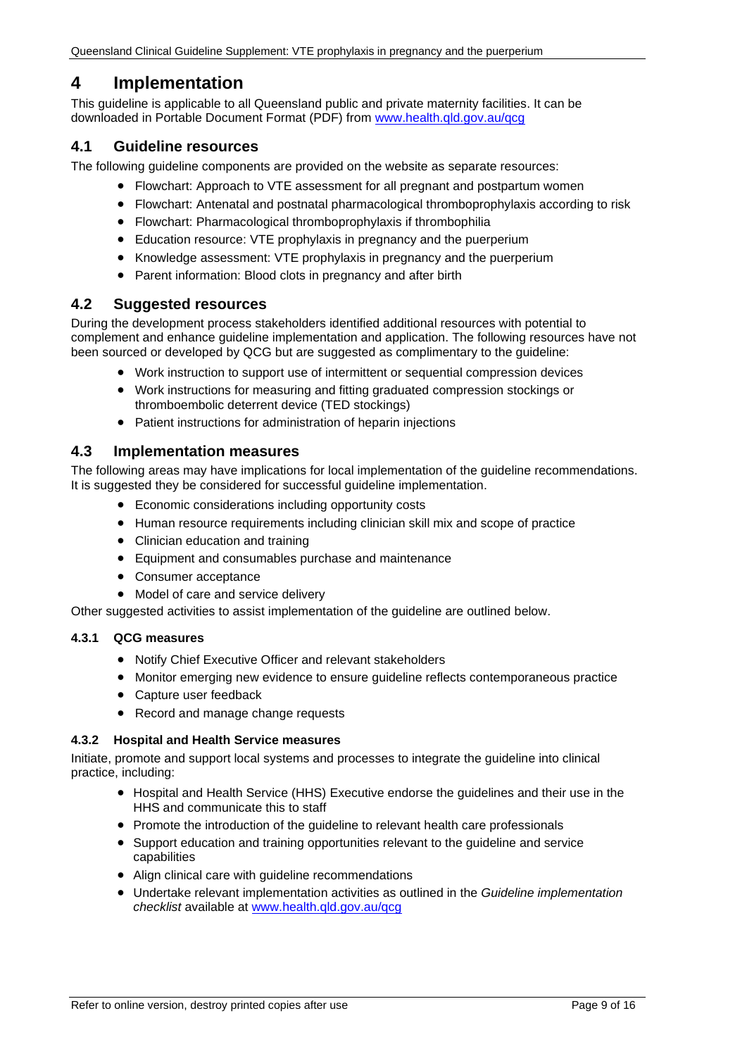# 4 Implementation

This guideline is applicable to all Queensland public and private maternity facilities. It can be downloaded in Portable Document Format (PDF) from [www.health.qld.gov.au/qcg](www.health.qld.gov.au/qcg)

## 4.1 Guideline resources

The following guideline components are provided on the website as separate resources:

- Flowchart: Approach to VTE assessment for all pregnant and postpartum women
- Flowchart: Antenatal and postnatal pharmacological thromboprophylaxis according to risk
- Flowchart: Pharmacological thromboprophylaxis if thrombophilia
- Education resource: VTE prophylaxis in pregnancy and the puerperium
- Knowledge assessment: VTE prophylaxis in pregnancy and the puerperium
- Parent information: Blood clots in pregnancy and after birth

## 4.2 Suggested resources

During the development process stakeholders identified additional resources with potential to complement and enhance guideline implementation and application. The following resources have not been sourced or developed by QCG but are suggested as complimentary to the guideline:

- Work instruction to support use of intermittent or sequential compression devices
- Work instructions for measuring and fitting graduated compression stockings or thromboembolic deterrent device (TED stockings)
- Patient instructions for administration of heparin injections

## 4.3 Implementation measures

The following areas may have implications for local implementation of the guideline recommendations. It is suggested they be considered for successful guideline implementation.

- Economic considerations including opportunity costs
- Human resource requirements including clinician skill mix and scope of practice
- Clinician education and training
- Equipment and consumables purchase and maintenance
- Consumer acceptance
- Model of care and service delivery

Other suggested activities to assist implementation of the guideline are outlined below.

### 4.3.1 QCG measures

- Notify Chief Executive Officer and relevant stakeholders
- Monitor emerging new evidence to ensure guideline reflects contemporaneous practice
- Capture user feedback
- Record and manage change requests

### 4.3.2 Hospital and Health Service measures

Initiate, promote and support local systems and processes to integrate the guideline into clinical practice, including:

- Hospital and Health Service (HHS) Executive endorse the guidelines and their use in the HHS and communicate this to staff
- Promote the introduction of the guideline to relevant health care professionals
- Support education and training opportunities relevant to the guideline and service capabilities
- Align clinical care with guideline recommendations
- Undertake relevant implementation activities as outlined in the *Guideline implementation checklist* available at [www.health.qld.gov.au/qcg](www.health.qld.gov.au/qcg)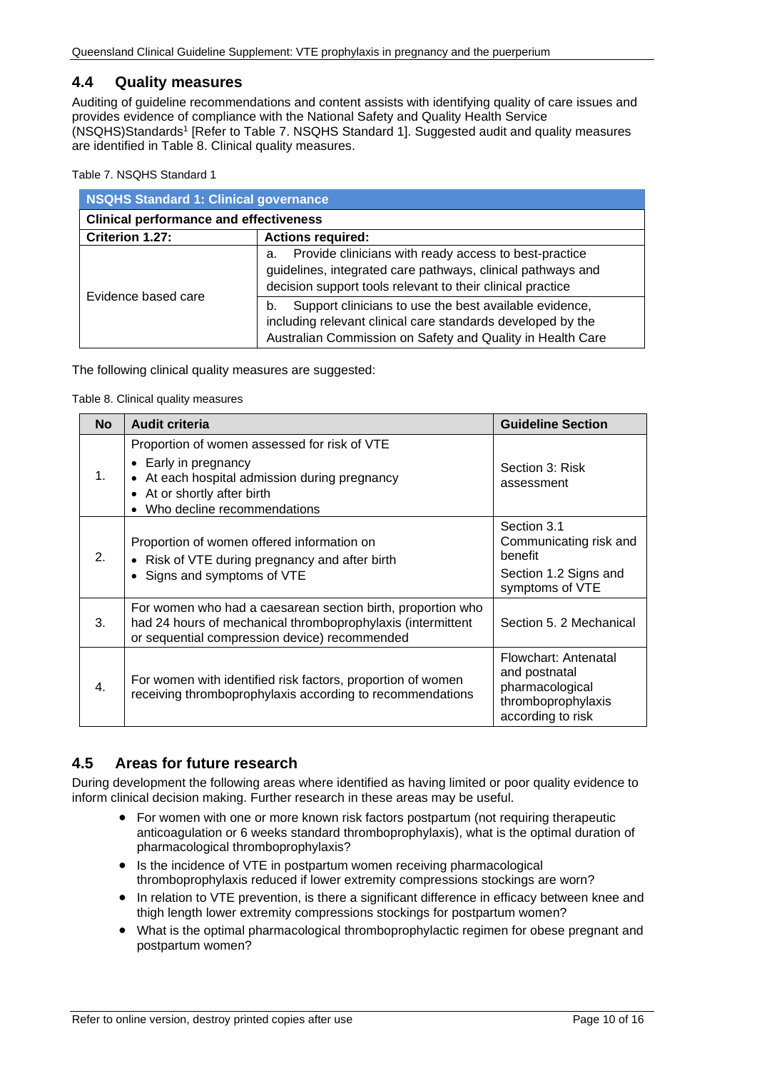## 4.4 Quality measures

Auditing of guideline recommendations and content assists with identifying quality of care issues and provides evidence of compliance with the National Safety and Quality Health Service (NSQHS)Standards[1] [Refer to Table 7. NSQHS Standard 1]. Suggested audit and quality measures are identified in Table 8. Clinical quality measures.

Table 7. NSQHS Standard 1

| **NSQHS Standard 1: Clinical governance** | |
|---|---|
| **Clinical performance and effectiveness** | |
| **Criterion 1.27:** | **Actions required:** |
| Evidence based care | a. Provide clinicians with ready access to best-practice guidelines, integrated care pathways, clinical pathways and decision support tools relevant to their clinical practice |
| | b. Support clinicians to use the best available evidence, including relevant clinical care standards developed by the Australian Commission on Safety and Quality in Health Care |

The following clinical quality measures are suggested:

Table 8. Clinical quality measures

| No | Audit criteria | Guideline Section |
|---|---|---|
| 1. | Proportion of women assessed for risk of VTE<br>• Early in pregnancy<br>• At each hospital admission during pregnancy<br>• At or shortly after birth<br>• Who decline recommendations | Section 3: Risk assessment |
| 2. | Proportion of women offered information on<br>• Risk of VTE during pregnancy and after birth<br>• Signs and symptoms of VTE | Section 3.1 Communicating risk and benefit<br>Section 1.2 Signs and symptoms of VTE |
| 3. | For women who had a caesarean section birth, proportion who had 24 hours of mechanical thromboprophylaxis (intermittent or sequential compression device) recommended | Section 5. 2 Mechanical |
| 4. | For women with identified risk factors, proportion of women receiving thromboprophylaxis according to recommendations | Flowchart: Antenatal and postnatal pharmacological thromboprophylaxis according to risk |

## 4.5 Areas for future research

During development the following areas where identified as having limited or poor quality evidence to inform clinical decision making. Further research in these areas may be useful.

- For women with one or more known risk factors postpartum (not requiring therapeutic anticoagulation or 6 weeks standard thromboprophylaxis), what is the optimal duration of pharmacological thromboprophylaxis?
- Is the incidence of VTE in postpartum women receiving pharmacological thromboprophylaxis reduced if lower extremity compressions stockings are worn?
- In relation to VTE prevention, is there a significant difference in efficacy between knee and thigh length lower extremity compressions stockings for postpartum women?
- What is the optimal pharmacological thromboprophylactic regimen for obese pregnant and postpartum women?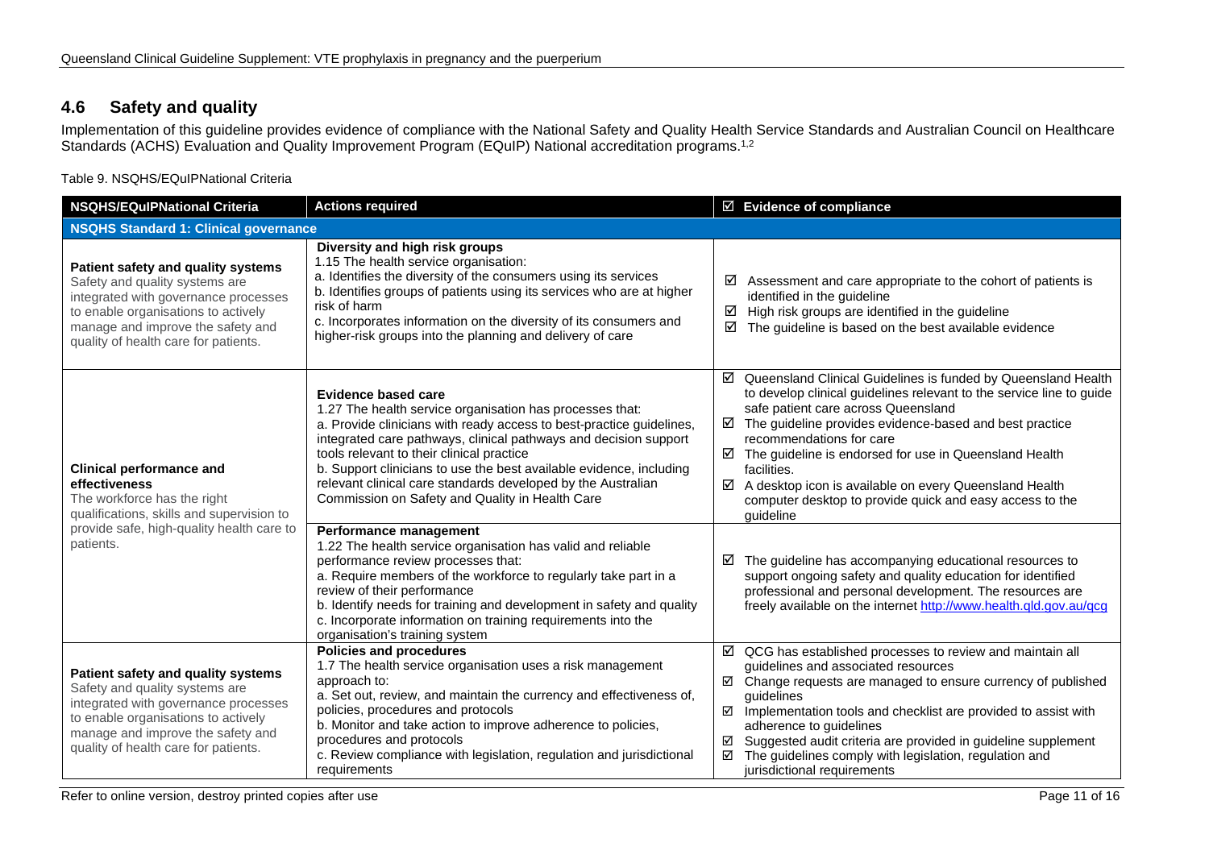## 4.6 Safety and quality

Implementation of this guideline provides evidence of compliance with the National Safety and Quality Health Service Standards and Australian Council on Healthcare Standards (ACHS) Evaluation and Quality Improvement Program (EQuIP) National accreditation programs.[1,2]

Table 9. NSQHS/EQuIPNational Criteria

| NSQHS/EQuIPNational Criteria | Actions required | ☑ Evidence of compliance |
|---|---|---|
| **NSQHS Standard 1: Clinical governance** | | |
| **Patient safety and quality systems** Safety and quality systems are integrated with governance processes to enable organisations to actively manage and improve the safety and quality of health care for patients. | **Diversity and high risk groups** 1.15 The health service organisation: a. Identifies the diversity of the consumers using its services b. Identifies groups of patients using its services who are at higher risk of harm c. Incorporates information on the diversity of its consumers and higher-risk groups into the planning and delivery of care | ☑ Assessment and care appropriate to the cohort of patients is identified in the guideline ☑ High risk groups are identified in the guideline ☑ The guideline is based on the best available evidence |
| **Clinical performance and effectiveness** The workforce has the right qualifications, skills and supervision to provide safe, high-quality health care to patients. | **Evidence based care** 1.27 The health service organisation has processes that: a. Provide clinicians with ready access to best-practice guidelines, integrated care pathways, clinical pathways and decision support tools relevant to their clinical practice b. Support clinicians to use the best available evidence, including relevant clinical care standards developed by the Australian Commission on Safety and Quality in Health Care | ☑ Queensland Clinical Guidelines is funded by Queensland Health to develop clinical guidelines relevant to the service line to guide safe patient care across Queensland ☑ The guideline provides evidence-based and best practice recommendations for care ☑ The guideline is endorsed for use in Queensland Health facilities. ☑ A desktop icon is available on every Queensland Health computer desktop to provide quick and easy access to the guideline |
| | **Performance management** 1.22 The health service organisation has valid and reliable performance review processes that: a. Require members of the workforce to regularly take part in a review of their performance b. Identify needs for training and development in safety and quality c. Incorporate information on training requirements into the organisation's training system | ☑ The guideline has accompanying educational resources to support ongoing safety and quality education for identified professional and personal development. The resources are freely available on the internet http://www.health.qld.gov.au/qcg |
| **Patient safety and quality systems** Safety and quality systems are integrated with governance processes to enable organisations to actively manage and improve the safety and quality of health care for patients. | **Policies and procedures** 1.7 The health service organisation uses a risk management approach to: a. Set out, review, and maintain the currency and effectiveness of, policies, procedures and protocols b. Monitor and take action to improve adherence to policies, procedures and protocols c. Review compliance with legislation, regulation and jurisdictional requirements | ☑ QCG has established processes to review and maintain all guidelines and associated resources ☑ Change requests are managed to ensure currency of published guidelines ☑ Implementation tools and checklist are provided to assist with adherence to guidelines ☑ Suggested audit criteria are provided in guideline supplement ☑ The guidelines comply with legislation, regulation and jurisdictional requirements |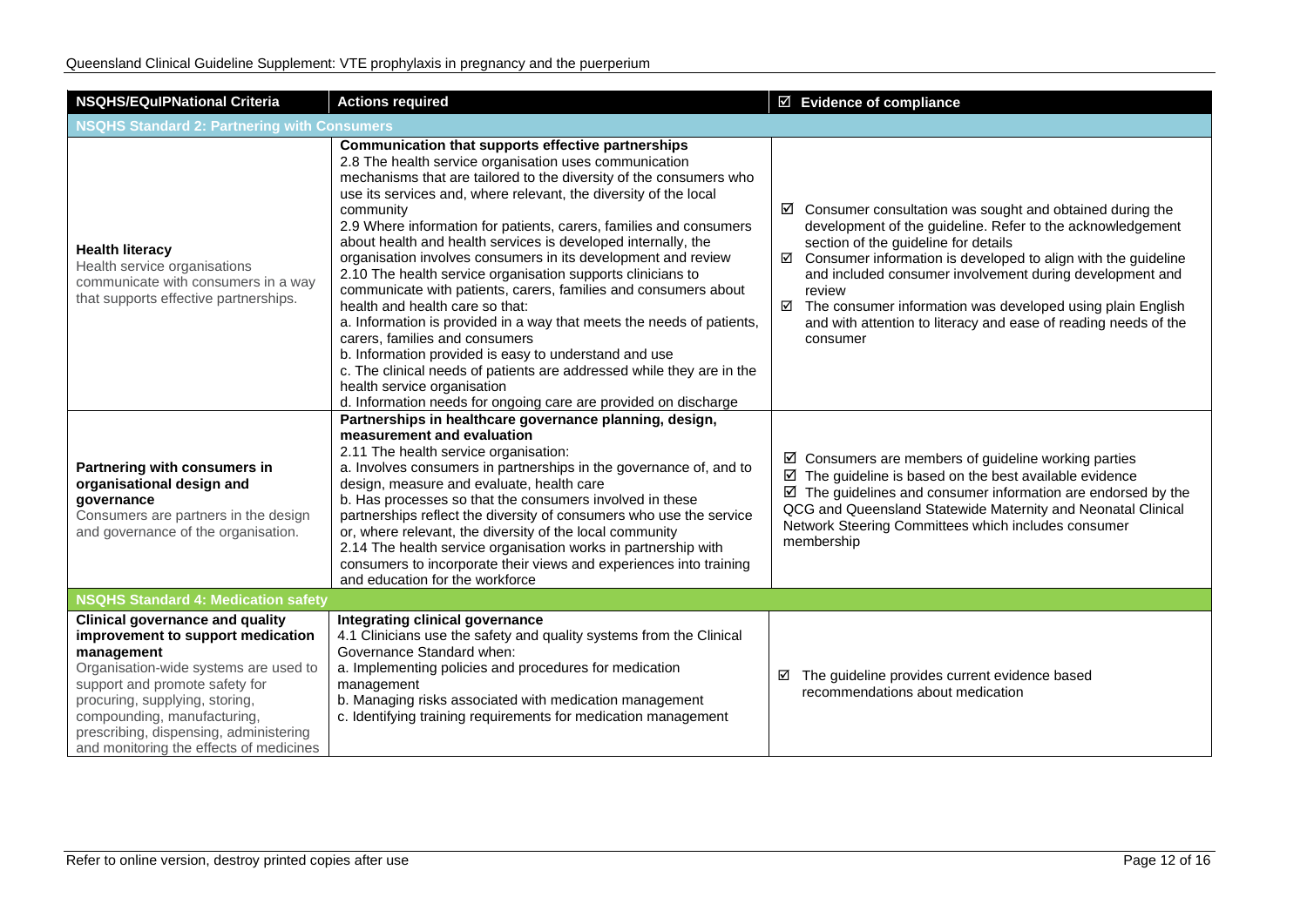| NSQHS/EQuIPNational Criteria | Actions required | ☑ Evidence of compliance |
|---|---|---|
| **NSQHS Standard 2: Partnering with Consumers** | | |
| **Health literacy** Health service organisations communicate with consumers in a way that supports effective partnerships. | **Communication that supports effective partnerships** 2.8 The health service organisation uses communication mechanisms that are tailored to the diversity of the consumers who use its services and, where relevant, the diversity of the local community 2.9 Where information for patients, carers, families and consumers about health and health services is developed internally, the organisation involves consumers in its development and review 2.10 The health service organisation supports clinicians to communicate with patients, carers, families and consumers about health and health care so that: a. Information is provided in a way that meets the needs of patients, carers, families and consumers b. Information provided is easy to understand and use c. The clinical needs of patients are addressed while they are in the health service organisation d. Information needs for ongoing care are provided on discharge | ☑ Consumer consultation was sought and obtained during the development of the guideline. Refer to the acknowledgement section of the guideline for details ☑ Consumer information is developed to align with the guideline and included consumer involvement during development and review ☑ The consumer information was developed using plain English and with attention to literacy and ease of reading needs of the consumer |
| **Partnering with consumers in organisational design and governance** Consumers are partners in the design and governance of the organisation. | **Partnerships in healthcare governance planning, design, measurement and evaluation** 2.11 The health service organisation: a. Involves consumers in partnerships in the governance of, and to design, measure and evaluate, health care b. Has processes so that the consumers involved in these partnerships reflect the diversity of consumers who use the service or, where relevant, the diversity of the local community 2.14 The health service organisation works in partnership with consumers to incorporate their views and experiences into training and education for the workforce | ☑ Consumers are members of guideline working parties ☑ The guideline is based on the best available evidence ☑ The guidelines and consumer information are endorsed by the QCG and Queensland Statewide Maternity and Neonatal Clinical Network Steering Committees which includes consumer membership |
| **NSQHS Standard 4: Medication safety** | | |
| **Clinical governance and quality improvement to support medication management** Organisation-wide systems are used to support and promote safety for procuring, supplying, storing, compounding, manufacturing, prescribing, dispensing, administering and monitoring the effects of medicines | **Integrating clinical governance** 4.1 Clinicians use the safety and quality systems from the Clinical Governance Standard when: a. Implementing policies and procedures for medication management b. Managing risks associated with medication management c. Identifying training requirements for medication management | ☑ The guideline provides current evidence based recommendations about medication |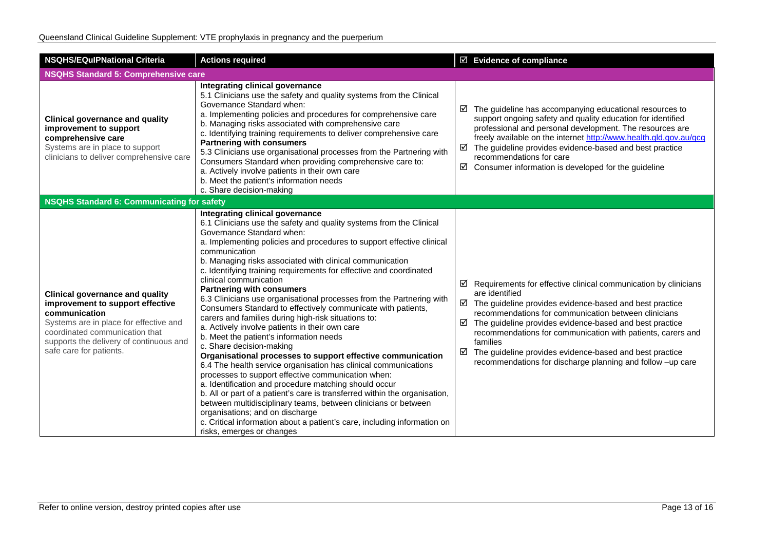| NSQHS/EQuIPNational Criteria | Actions required | ☑ Evidence of compliance |
|---|---|---|
| **NSQHS Standard 5: Comprehensive care** | | |
| **Clinical governance and quality improvement to support comprehensive care**<br>Systems are in place to support clinicians to deliver comprehensive care | **Integrating clinical governance**<br>5.1 Clinicians use the safety and quality systems from the Clinical Governance Standard when:<br>a. Implementing policies and procedures for comprehensive care<br>b. Managing risks associated with comprehensive care<br>c. Identifying training requirements to deliver comprehensive care<br>**Partnering with consumers**<br>5.3 Clinicians use organisational processes from the Partnering with Consumers Standard when providing comprehensive care to:<br>a. Actively involve patients in their own care<br>b. Meet the patient's information needs<br>c. Share decision-making | ☑ The guideline has accompanying educational resources to support ongoing safety and quality education for identified professional and personal development. The resources are freely available on the internet http://www.health.qld.gov.au/qcg<br>☑ The guideline provides evidence-based and best practice recommendations for care<br>☑ Consumer information is developed for the guideline |
| **NSQHS Standard 6: Communicating for safety** | | |
| **Clinical governance and quality improvement to support effective communication**<br>Systems are in place for effective and coordinated communication that supports the delivery of continuous and safe care for patients. | **Integrating clinical governance**<br>6.1 Clinicians use the safety and quality systems from the Clinical Governance Standard when:<br>a. Implementing policies and procedures to support effective clinical communication<br>b. Managing risks associated with clinical communication<br>c. Identifying training requirements for effective and coordinated clinical communication<br>**Partnering with consumers**<br>6.3 Clinicians use organisational processes from the Partnering with Consumers Standard to effectively communicate with patients, carers and families during high-risk situations to:<br>a. Actively involve patients in their own care<br>b. Meet the patient's information needs<br>c. Share decision-making<br>**Organisational processes to support effective communication**<br>6.4 The health service organisation has clinical communications processes to support effective communication when:<br>a. Identification and procedure matching should occur<br>b. All or part of a patient's care is transferred within the organisation, between multidisciplinary teams, between clinicians or between organisations; and on discharge<br>c. Critical information about a patient's care, including information on risks, emerges or changes | ☑ Requirements for effective clinical communication by clinicians are identified<br>☑ The guideline provides evidence-based and best practice recommendations for communication between clinicians<br>☑ The guideline provides evidence-based and best practice recommendations for communication with patients, carers and families<br>☑ The guideline provides evidence-based and best practice recommendations for discharge planning and follow –up care |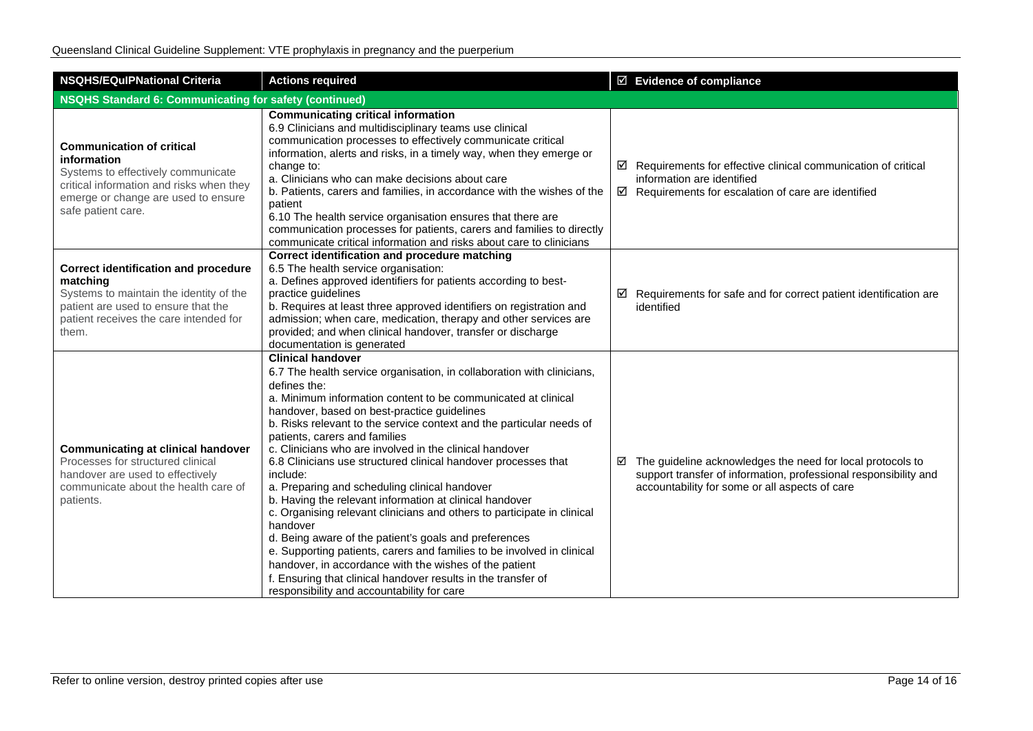| NSQHS/EQuIPNational Criteria | Actions required | ☑ Evidence of compliance |
|---|---|---|
| **NSQHS Standard 6: Communicating for safety (continued)** | | |
| **Communication of critical information**<br>Systems to effectively communicate critical information and risks when they emerge or change are used to ensure safe patient care. | **Communicating critical information**<br>6.9 Clinicians and multidisciplinary teams use clinical communication processes to effectively communicate critical information, alerts and risks, in a timely way, when they emerge or change to:<br>a. Clinicians who can make decisions about care<br>b. Patients, carers and families, in accordance with the wishes of the patient<br>6.10 The health service organisation ensures that there are communication processes for patients, carers and families to directly communicate critical information and risks about care to clinicians | ☑ Requirements for effective clinical communication of critical information are identified<br>☑ Requirements for escalation of care are identified |
| **Correct identification and procedure matching**<br>Systems to maintain the identity of the patient are used to ensure that the patient receives the care intended for them. | **Correct identification and procedure matching**<br>6.5 The health service organisation:<br>a. Defines approved identifiers for patients according to best-practice guidelines<br>b. Requires at least three approved identifiers on registration and admission; when care, medication, therapy and other services are provided; and when clinical handover, transfer or discharge documentation is generated | ☑ Requirements for safe and for correct patient identification are identified |
| **Communicating at clinical handover**<br>Processes for structured clinical handover are used to effectively communicate about the health care of patients. | **Clinical handover**<br>6.7 The health service organisation, in collaboration with clinicians, defines the:<br>a. Minimum information content to be communicated at clinical handover, based on best-practice guidelines<br>b. Risks relevant to the service context and the particular needs of patients, carers and families<br>c. Clinicians who are involved in the clinical handover<br>6.8 Clinicians use structured clinical handover processes that include:<br>a. Preparing and scheduling clinical handover<br>b. Having the relevant information at clinical handover<br>c. Organising relevant clinicians and others to participate in clinical handover<br>d. Being aware of the patient's goals and preferences<br>e. Supporting patients, carers and families to be involved in clinical handover, in accordance with the wishes of the patient<br>f. Ensuring that clinical handover results in the transfer of responsibility and accountability for care | ☑ The guideline acknowledges the need for local protocols to support transfer of information, professional responsibility and accountability for some or all aspects of care |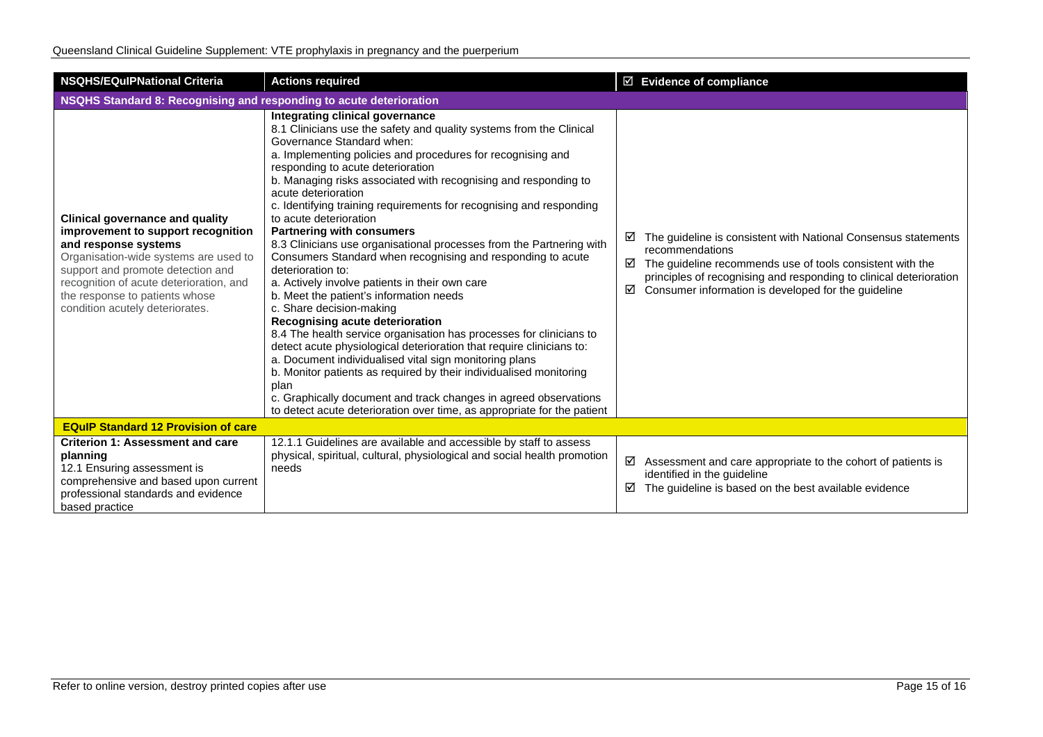| NSQHS/EQuIPNational Criteria | Actions required | ☑ Evidence of compliance |
|---|---|---|
| **NSQHS Standard 8: Recognising and responding to acute deterioration** | | |
| **Clinical governance and quality improvement to support recognition and response systems**<br>Organisation-wide systems are used to support and promote detection and recognition of acute deterioration, and the response to patients whose condition acutely deteriorates. | **Integrating clinical governance**<br>8.1 Clinicians use the safety and quality systems from the Clinical Governance Standard when:<br>a. Implementing policies and procedures for recognising and responding to acute deterioration<br>b. Managing risks associated with recognising and responding to acute deterioration<br>c. Identifying training requirements for recognising and responding to acute deterioration<br>**Partnering with consumers**<br>8.3 Clinicians use organisational processes from the Partnering with Consumers Standard when recognising and responding to acute deterioration to:<br>a. Actively involve patients in their own care<br>b. Meet the patient's information needs<br>c. Share decision-making<br>**Recognising acute deterioration**<br>8.4 The health service organisation has processes for clinicians to detect acute physiological deterioration that require clinicians to:<br>a. Document individualised vital sign monitoring plans<br>b. Monitor patients as required by their individualised monitoring plan<br>c. Graphically document and track changes in agreed observations to detect acute deterioration over time, as appropriate for the patient | ☑ The guideline is consistent with National Consensus statements recommendations<br>☑ The guideline recommends use of tools consistent with the principles of recognising and responding to clinical deterioration<br>☑ Consumer information is developed for the guideline |
| **EQuIP Standard 12 Provision of care** | | |
| **Criterion 1: Assessment and care planning**<br>12.1 Ensuring assessment is comprehensive and based upon current professional standards and evidence based practice | 12.1.1 Guidelines are available and accessible by staff to assess physical, spiritual, cultural, physiological and social health promotion needs | ☑ Assessment and care appropriate to the cohort of patients is identified in the guideline<br>☑ The guideline is based on the best available evidence |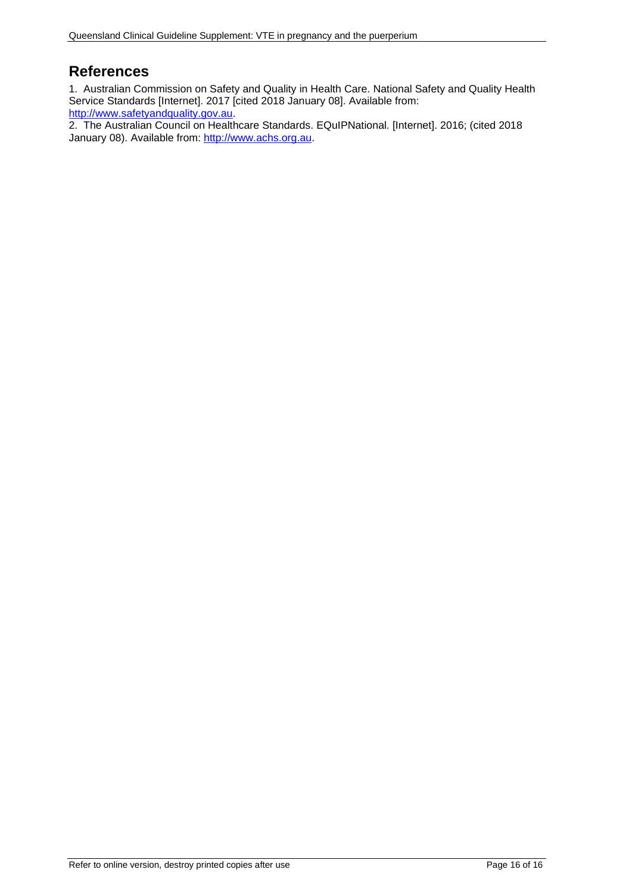# References

1. Australian Commission on Safety and Quality in Health Care. National Safety and Quality Health Service Standards [Internet]. 2017 [cited 2018 January 08]. Available from: http://www.safetyandquality.gov.au.
2. The Australian Council on Healthcare Standards. EQuIPNational. [Internet]. 2016; (cited 2018 January 08). Available from: http://www.achs.org.au.